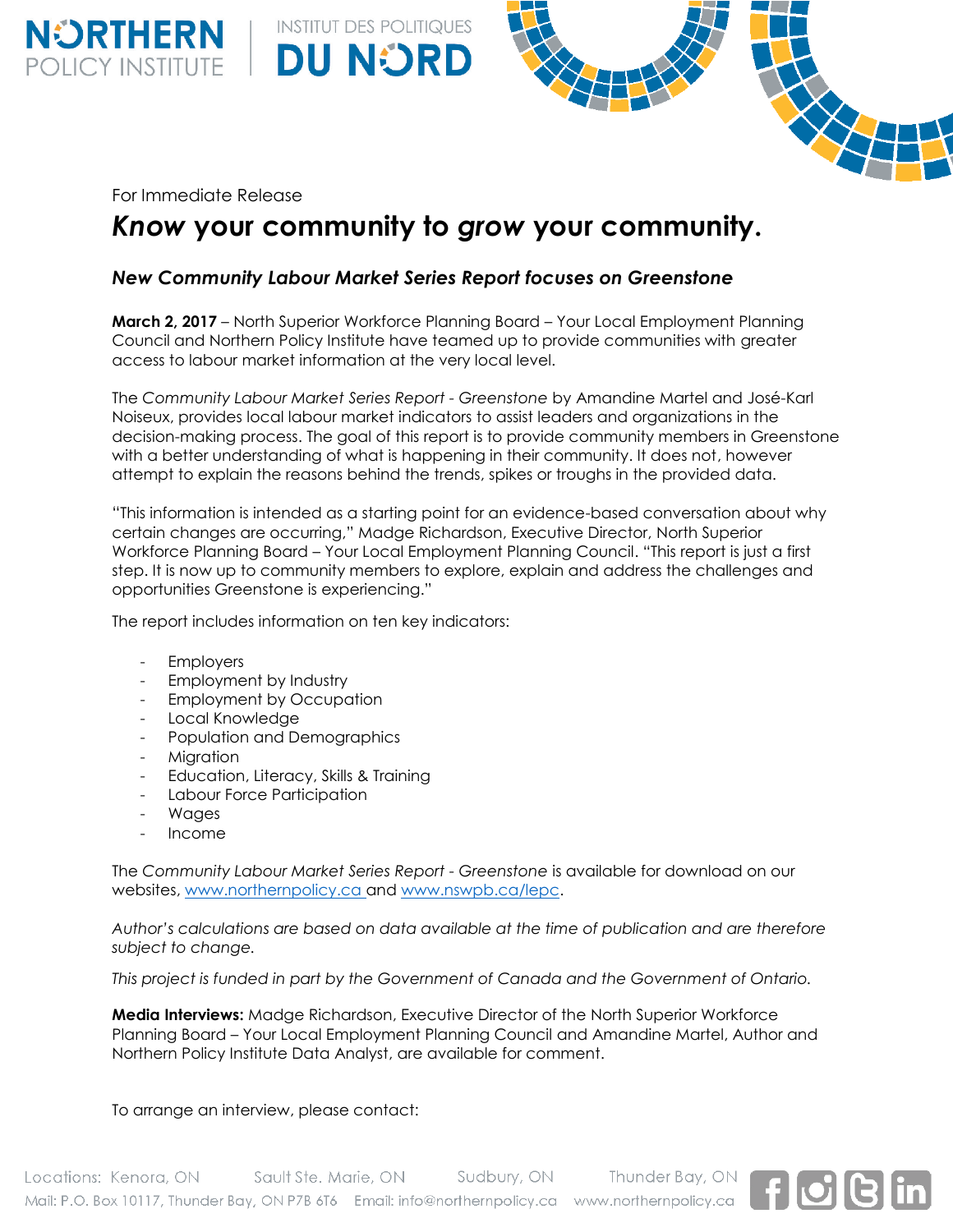For Immediate Release

# *Know* your community to *grow* your community.

### *New Community Labour Market Series Report focuses on Greenstone*

**March 2, 2017** – North Superior Workforce Planning Board – Your Local Employment Planning Council and Northern Policy Institute have teamed up to provide communities with greater access to labour market information at the very local level.

The *Community Labour Market Series Report - Greenstone* by Amandine Martel and José-Karl Noiseux, provides local labour market indicators to assist leaders and organizations in the decision-making process. The goal of this report is to provide community members in Greenstone with a better understanding of what is happening in their community. It does not, however attempt to explain the reasons behind the trends, spikes or troughs in the provided data.

"This information is intended as a starting point for an evidence-based conversation about why certain changes are occurring," Madge Richardson, Executive Director, North Superior Workforce Planning Board – Your Local Employment Planning Council. "This report is just a first step. It is now up to community members to explore, explain and address the challenges and opportunities Greenstone is experiencing."

The report includes information on ten key indicators:

- Employers
- Employment by Industry
- Employment by Occupation
- Local Knowledge
- Population and Demographics
- Migration
- Education, Literacy, Skills & Training
- Labour Force Participation
- Wages
- Income

The *Community Labour Market Series Report - Greenstone* is available for download on our websites, www.northernpolicy.ca and www.nswpb.ca/lepc.

*Author's calculations are based on data available at the time of publication and are therefore subject to change.*

*This project is funded in part by the Government of Canada and the Government of Ontario.*

**Media Interviews:** Madge Richardson, Executive Director of the North Superior Workforce Planning Board – Your Local Employment Planning Council and Amandine Martel, Author and Northern Policy Institute Data Analyst, are available for comment.

To arrange an interview, please contact: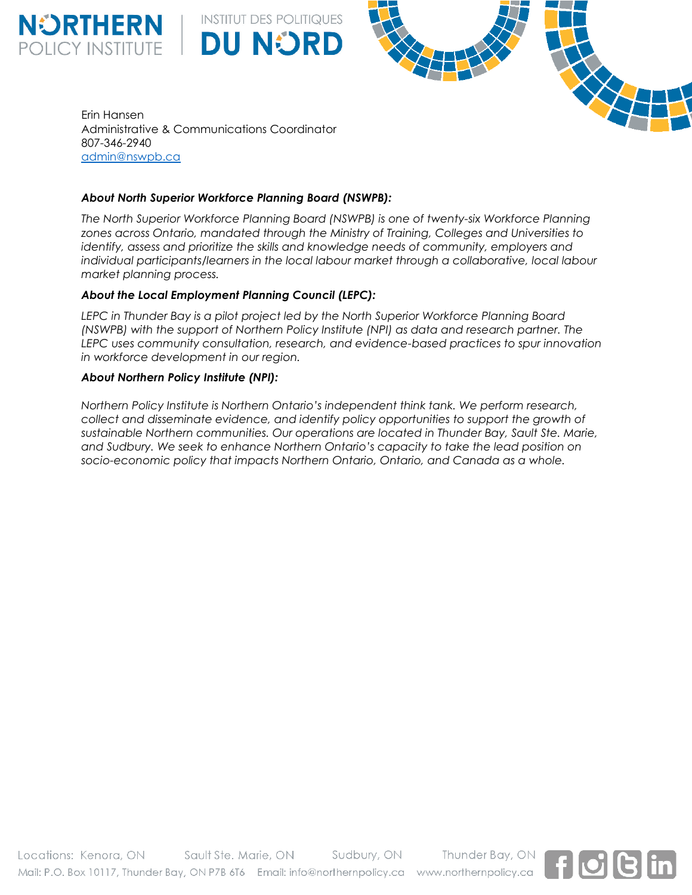Erin Hansen
Administrative & Communications Coordinator
807-346-2940
admin@nswpb.ca

***About North Superior Workforce Planning Board (NSWPB):***

*The North Superior Workforce Planning Board (NSWPB) is one of twenty-six Workforce Planning zones across Ontario, mandated through the Ministry of Training, Colleges and Universities to identify, assess and prioritize the skills and knowledge needs of community, employers and individual participants/learners in the local labour market through a collaborative, local labour market planning process.*

***About the Local Employment Planning Council (LEPC):***

*LEPC in Thunder Bay is a pilot project led by the North Superior Workforce Planning Board (NSWPB) with the support of Northern Policy Institute (NPI) as data and research partner. The LEPC uses community consultation, research, and evidence-based practices to spur innovation in workforce development in our region.*

***About Northern Policy Institute (NPI):***

*Northern Policy Institute is Northern Ontario's independent think tank. We perform research, collect and disseminate evidence, and identify policy opportunities to support the growth of sustainable Northern communities. Our operations are located in Thunder Bay, Sault Ste. Marie, and Sudbury. We seek to enhance Northern Ontario's capacity to take the lead position on socio-economic policy that impacts Northern Ontario, Ontario, and Canada as a whole.*